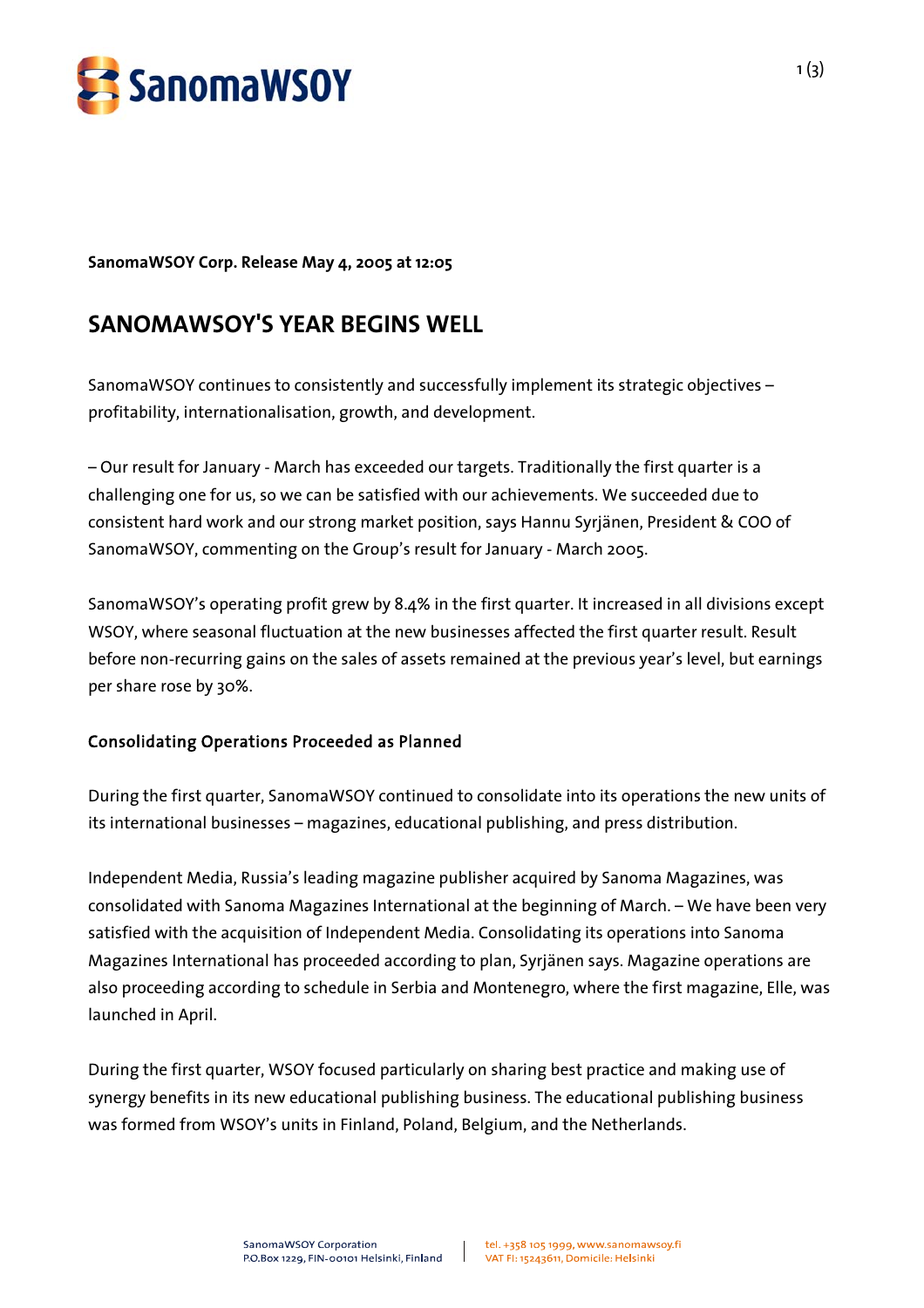**SanomaWSOY Corp. Release May 4, 2005 at 12:05**

# SANOMAWSOY'S YEAR BEGINS WELL

SanomaWSOY continues to consistently and successfully implement its strategic objectives – profitability, internationalisation, growth, and development.

– Our result for January - March has exceeded our targets. Traditionally the first quarter is a challenging one for us, so we can be satisfied with our achievements. We succeeded due to consistent hard work and our strong market position, says Hannu Syrjänen, President & COO of SanomaWSOY, commenting on the Group's result for January - March 2005.

SanomaWSOY's operating profit grew by 8.4% in the first quarter. It increased in all divisions except WSOY, where seasonal fluctuation at the new businesses affected the first quarter result. Result before non-recurring gains on the sales of assets remained at the previous year's level, but earnings per share rose by 30%.

## Consolidating Operations Proceeded as Planned

During the first quarter, SanomaWSOY continued to consolidate into its operations the new units of its international businesses – magazines, educational publishing, and press distribution.

Independent Media, Russia's leading magazine publisher acquired by Sanoma Magazines, was consolidated with Sanoma Magazines International at the beginning of March. – We have been very satisfied with the acquisition of Independent Media. Consolidating its operations into Sanoma Magazines International has proceeded according to plan, Syrjänen says. Magazine operations are also proceeding according to schedule in Serbia and Montenegro, where the first magazine, Elle, was launched in April.

During the first quarter, WSOY focused particularly on sharing best practice and making use of synergy benefits in its new educational publishing business. The educational publishing business was formed from WSOY's units in Finland, Poland, Belgium, and the Netherlands.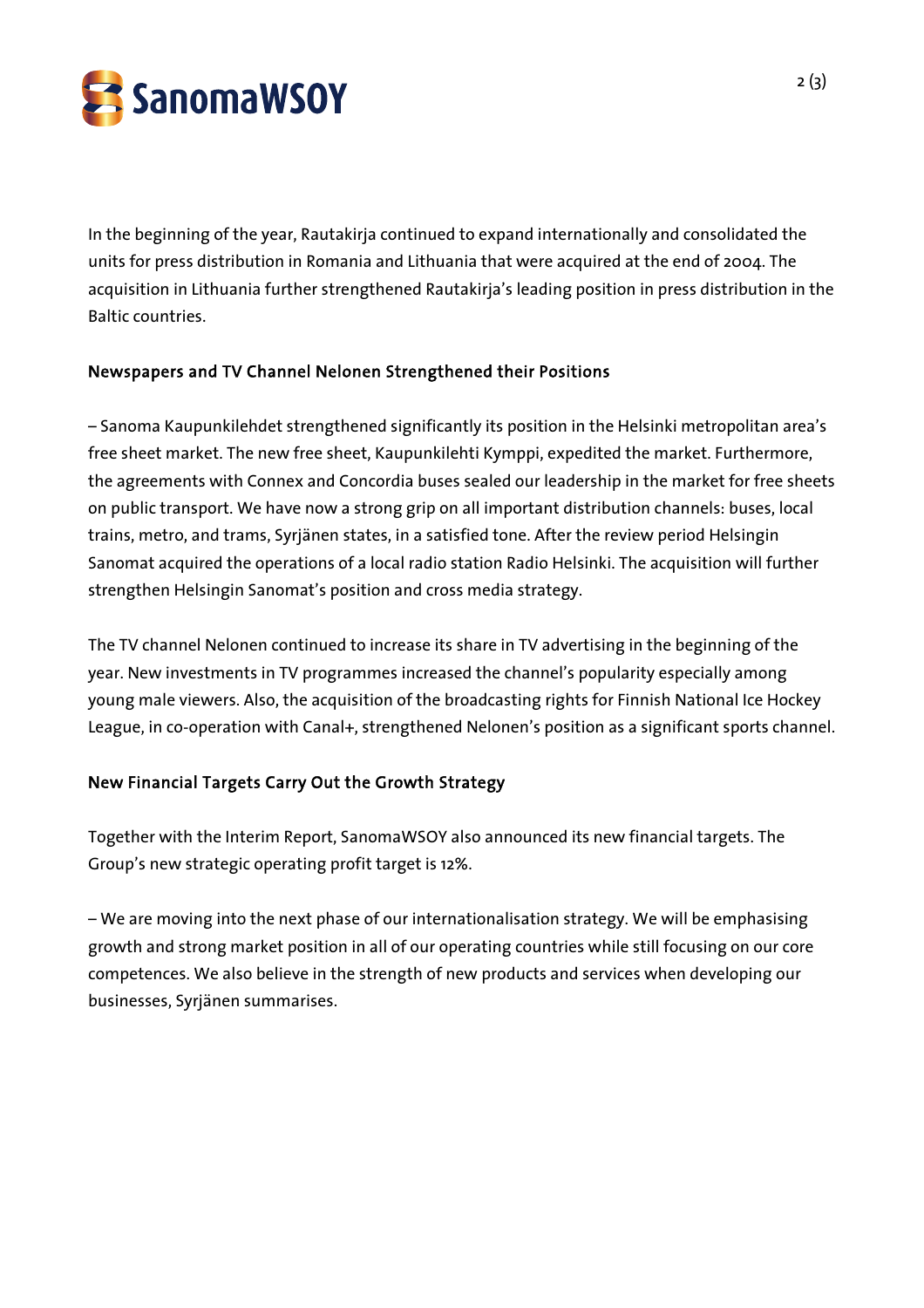In the beginning of the year, Rautakirja continued to expand internationally and consolidated the units for press distribution in Romania and Lithuania that were acquired at the end of 2004. The acquisition in Lithuania further strengthened Rautakirja's leading position in press distribution in the Baltic countries.

### Newspapers and TV Channel Nelonen Strengthened their Positions

– Sanoma Kaupunkilehdet strengthened significantly its position in the Helsinki metropolitan area's free sheet market. The new free sheet, Kaupunkilehti Kymppi, expedited the market. Furthermore, the agreements with Connex and Concordia buses sealed our leadership in the market for free sheets on public transport. We have now a strong grip on all important distribution channels: buses, local trains, metro, and trams, Syrjänen states, in a satisfied tone. After the review period Helsingin Sanomat acquired the operations of a local radio station Radio Helsinki. The acquisition will further strengthen Helsingin Sanomat's position and cross media strategy.

The TV channel Nelonen continued to increase its share in TV advertising in the beginning of the year. New investments in TV programmes increased the channel's popularity especially among young male viewers. Also, the acquisition of the broadcasting rights for Finnish National Ice Hockey League, in co-operation with Canal+, strengthened Nelonen's position as a significant sports channel.

### New Financial Targets Carry Out the Growth Strategy

Together with the Interim Report, SanomaWSOY also announced its new financial targets. The Group's new strategic operating profit target is 12%.

– We are moving into the next phase of our internationalisation strategy. We will be emphasising growth and strong market position in all of our operating countries while still focusing on our core competences. We also believe in the strength of new products and services when developing our businesses, Syrjänen summarises.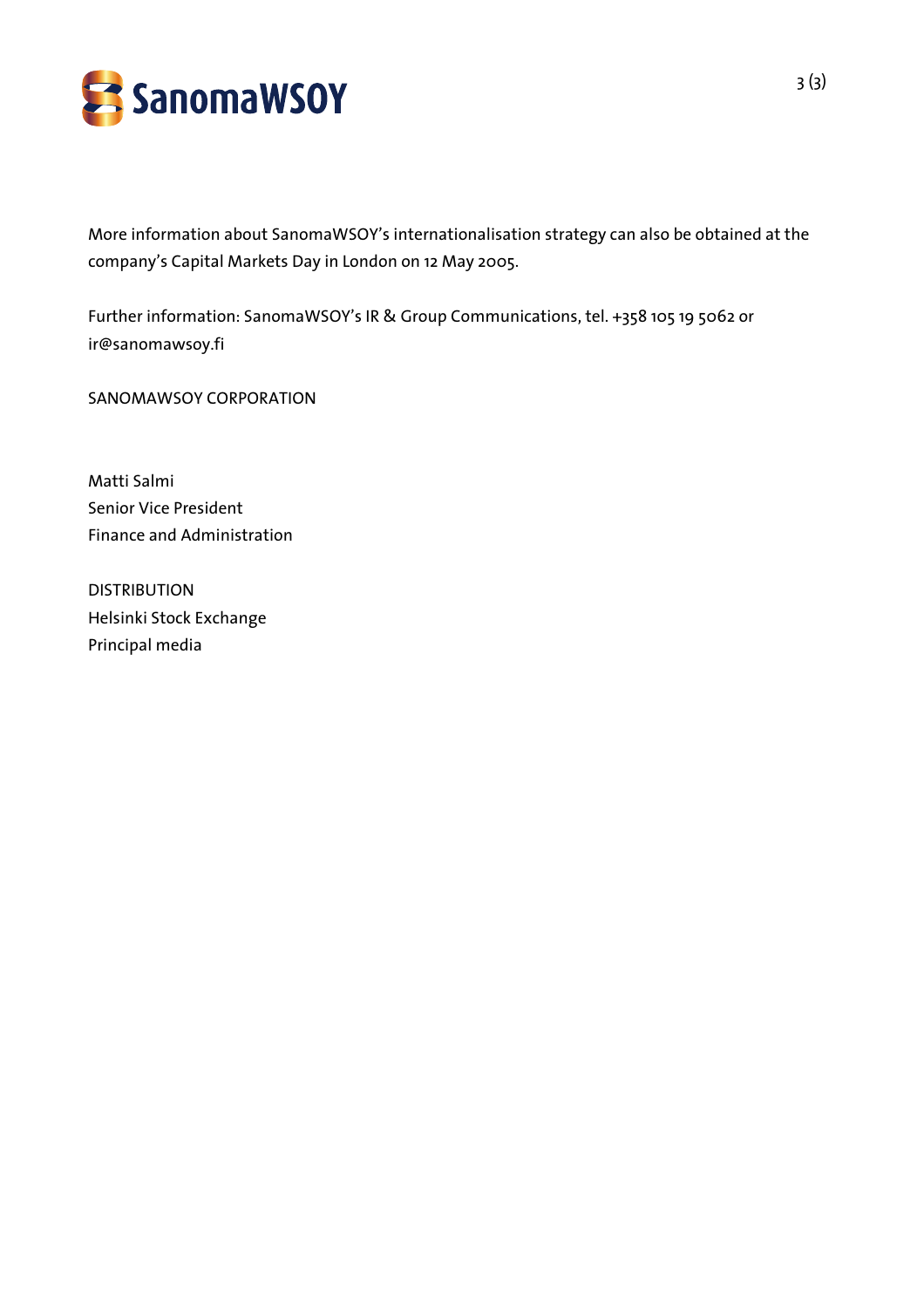More information about SanomaWSOY's internationalisation strategy can also be obtained at the company's Capital Markets Day in London on 12 May 2005.

Further information: SanomaWSOY's IR & Group Communications, tel. +358 105 19 5062 or ir@sanomawsoy.fi

SANOMAWSOY CORPORATION

Matti Salmi
Senior Vice President
Finance and Administration

DISTRIBUTION
Helsinki Stock Exchange
Principal media